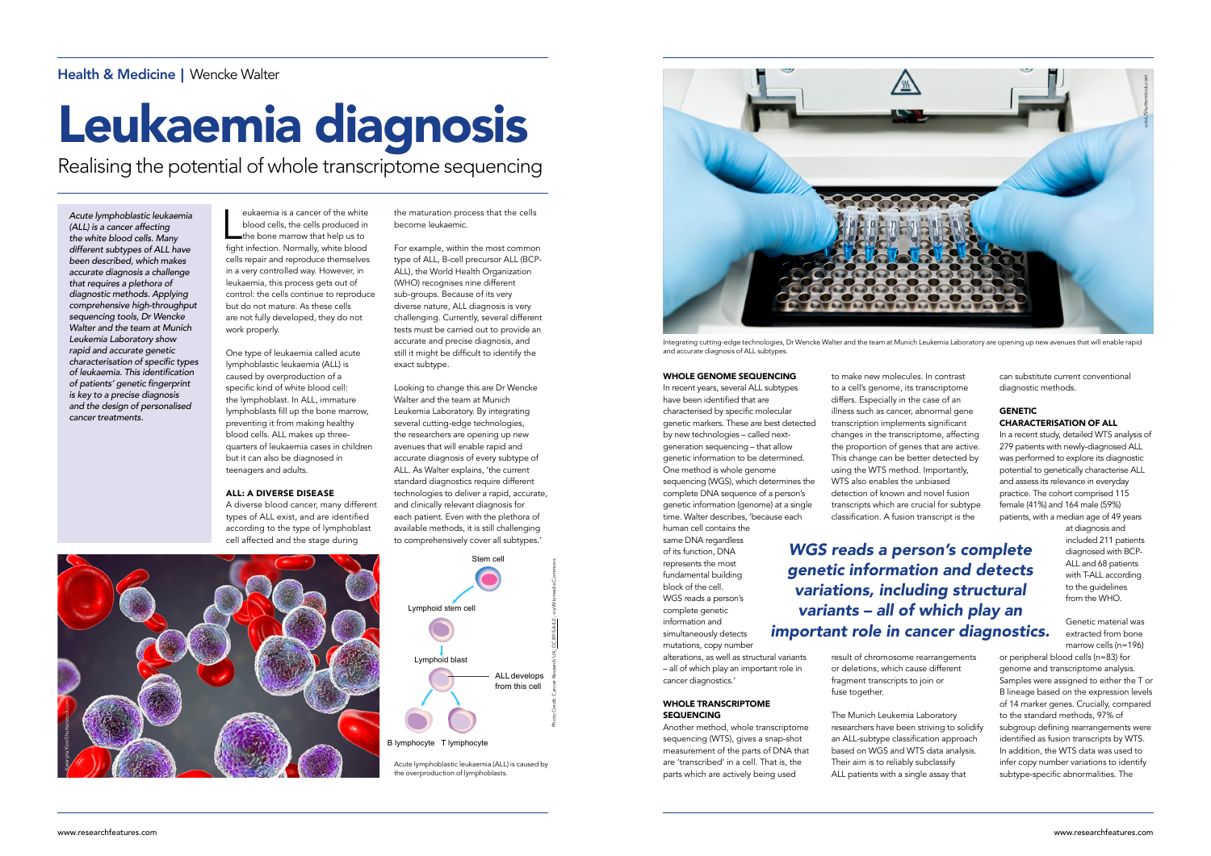Health & Medicine | Wencke Walter

# Leukaemia diagnosis

## Realising the potential of whole transcriptome sequencing

*Acute lymphoblastic leukaemia (ALL) is a cancer affecting the white blood cells. Many different subtypes of ALL have been described, which makes accurate diagnosis a challenge that requires a plethora of diagnostic methods. Applying comprehensive high-throughput sequencing tools, Dr Wencke Walter and the team at Munich Leukemia Laboratory show rapid and accurate genetic characterisation of specific types of leukaemia. This identification of patients' genetic fingerprint is key to a precise diagnosis and the design of personalised cancer treatments.*

Leukaemia is a cancer of the white blood cells, the cells produced in the bone marrow that help us to fight infection. Normally, white blood cells repair and reproduce themselves in a very controlled way. However, in leukaemia, this process gets out of control: the cells continue to reproduce but do not mature. As these cells are not fully developed, they do not work properly.

One type of leukaemia called acute lymphoblastic leukaemia (ALL) is caused by overproduction of a specific kind of white blood cell: the lymphoblast. In ALL, immature lymphoblasts fill up the bone marrow, preventing it from making healthy blood cells. ALL makes up three-quarters of leukaemia cases in children but it can also be diagnosed in teenagers and adults.

### ALL: A DIVERSE DISEASE

A diverse blood cancer, many different types of ALL exist, and are identified according to the type of lymphoblast cell affected and the stage during the maturation process that the cells become leukaemic.

For example, within the most common type of ALL, B-cell precursor ALL (BCP-ALL), the World Health Organization (WHO) recognises nine different sub-groups. Because of its very diverse nature, ALL diagnosis is very challenging. Currently, several different tests must be carried out to provide an accurate and precise diagnosis, and still it might be difficult to identify the exact subtype.

Looking to change this are Dr Wencke Walter and the team at Munich Leukemia Laboratory. By integrating several cutting-edge technologies, the researchers are opening up new avenues that will enable rapid and accurate diagnosis of every subtype of ALL. As Walter explains, 'the current standard diagnostics require different technologies to deliver a rapid, accurate, and clinically relevant diagnosis for each patient. Even with the plethora of available methods, it is still challenging to comprehensively cover all subtypes.'

Stem cell

Lymphoid stem cell

Lymphoid blast

ALL develops from this cell

B lymphocyte T lymphocyte

Acute lymphoblastic leukaemia (ALL) is caused by the overproduction of lymphoblasts.

Integrating cutting-edge technologies, Dr Wencke Walter and the team at Munich Leukemia Laboratory are opening up new avenues that will enable rapid and accurate diagnosis of ALL subtypes.

### WHOLE GENOME SEQUENCING

In recent years, several ALL subtypes have been identified that are characterised by specific molecular genetic markers. These are best detected by new technologies – called next-generation sequencing – that allow genetic information to be determined. One method is whole genome sequencing (WGS), which determines the complete DNA sequence of a person's genetic information (genome) at a single time. Walter describes, 'because each human cell contains the same DNA regardless of its function, DNA represents the most fundamental building block of the cell. WGS reads a person's complete genetic information and simultaneously detects mutations, copy number alterations, as well as structural variants – all of which play an important role in cancer diagnostics.'

> *WGS reads a person's complete genetic information and detects variations, including structural variants – all of which play an important role in cancer diagnostics.*

### WHOLE TRANSCRIPTOME SEQUENCING

Another method, whole transcriptome sequencing (WTS), gives a snap-shot measurement of the parts of DNA that are 'transcribed' in a cell. That is, the parts which are actively being used to make new molecules. In contrast to a cell's genome, its transcriptome differs. Especially in the case of an illness such as cancer, abnormal gene transcription implements significant changes in the transcriptome, affecting the proportion of genes that are active. This change can be better detected by using the WTS method. Importantly, WTS also enables the unbiased detection of known and novel fusion transcripts which are crucial for subtype classification. A fusion transcript is the result of chromosome rearrangements or deletions, which cause different fragment transcripts to join or fuse together.

The Munich Leukemia Laboratory researchers have been striving to solidify an ALL-subtype classification approach based on WGS and WTS data analysis. Their aim is to reliably subclassify ALL patients with a single assay that can substitute current conventional diagnostic methods.

### GENETIC CHARACTERISATION OF ALL

In a recent study, detailed WTS analysis of 279 patients with newly-diagnosed ALL was performed to explore its diagnostic potential to genetically characterise ALL and assess its relevance in everyday practice. The cohort comprised 115 female (41%) and 164 male (59%) patients, with a median age of 49 years at diagnosis and included 211 patients diagnosed with BCP-ALL and 68 patients with T-ALL according to the guidelines from the WHO.

Genetic material was extracted from bone marrow cells (n=196) or peripheral blood cells (n=83) for genome and transcriptome analysis. Samples were assigned to either the T or B lineage based on the expression levels of 14 marker genes. Crucially, compared to the standard methods, 97% of subgroup defining rearrangements were identified as fusion transcripts by WTS. In addition, the WTS data was used to infer copy number variations to identify subtype-specific abnormalities. The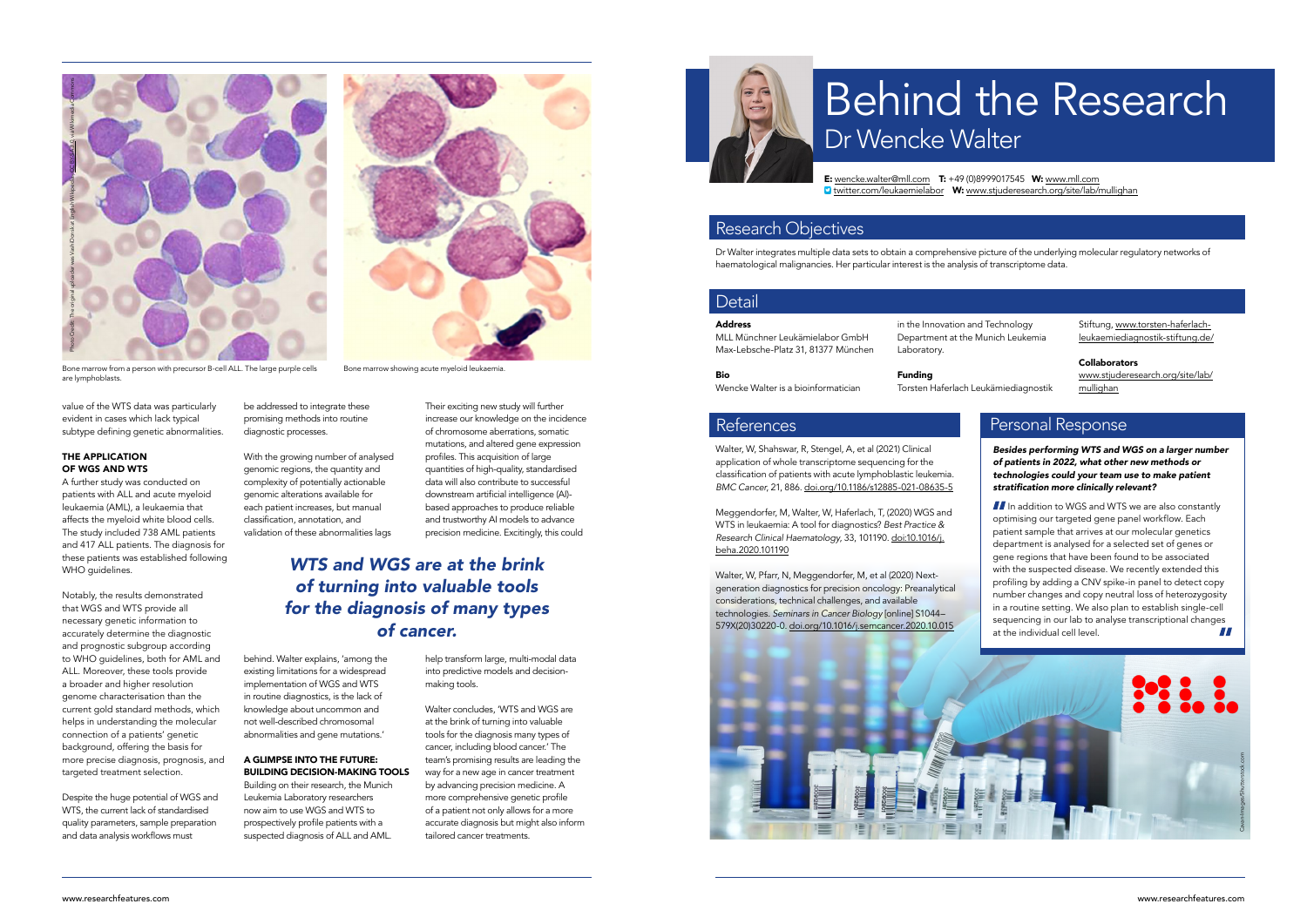Bone marrow from a person with precursor B-cell ALL. The large purple cells are lymphoblasts.

Bone marrow showing acute myeloid leukaemia.

value of the WTS data was particularly evident in cases which lack typical subtype defining genetic abnormalities.

### THE APPLICATION OF WGS AND WTS

A further study was conducted on patients with ALL and acute myeloid leukaemia (AML), a leukaemia that affects the myeloid white blood cells. The study included 738 AML patients and 417 ALL patients. The diagnosis for these patients was established following WHO guidelines.

Notably, the results demonstrated that WGS and WTS provide all necessary genetic information to accurately determine the diagnostic and prognostic subgroup according to WHO guidelines, both for AML and ALL. Moreover, these tools provide a broader and higher resolution genome characterisation than the current gold standard methods, which helps in understanding the molecular connection of a patients' genetic background, offering the basis for more precise diagnosis, prognosis, and targeted treatment selection.

Despite the huge potential of WGS and WTS, the current lack of standardised quality parameters, sample preparation and data analysis workflows must be addressed to integrate these promising methods into routine diagnostic processes.

With the growing number of analysed genomic regions, the quantity and complexity of potentially actionable genomic alterations available for each patient increases, but manual classification, annotation, and validation of these abnormalities lags behind. Walter explains, 'among the existing limitations for a widespread implementation of WGS and WTS in routine diagnostics, is the lack of knowledge about uncommon and not well-described chromosomal abnormalities and gene mutations.'

### A GLIMPSE INTO THE FUTURE: BUILDING DECISION-MAKING TOOLS

Building on their research, the Munich Leukemia Laboratory researchers now aim to use WGS and WTS to prospectively profile patients with a suspected diagnosis of ALL and AML. Their exciting new study will further increase our knowledge on the incidence of chromosome aberrations, somatic mutations, and altered gene expression profiles. This acquisition of large quantities of high-quality, standardised data will also contribute to successful downstream artificial intelligence (AI)-based approaches to produce reliable and trustworthy AI models to advance precision medicine. Excitingly, this could help transform large, multi-modal data into predictive models and decision-making tools.

> ***WTS and WGS are at the brink of turning into valuable tools for the diagnosis of many types of cancer.***

Walter concludes, 'WTS and WGS are at the brink of turning into valuable tools for the diagnosis many types of cancer, including blood cancer.' The team's promising results are leading the way for a new age in cancer treatment by advancing precision medicine. A more comprehensive genetic profile of a patient not only allows for a more accurate diagnosis but might also inform tailored cancer treatments.

# Behind the Research

## Dr Wencke Walter

**E:** wencke.walter@mll.com **T:** +49 (0)8999017545 **W:** www.mll.com
twitter.com/leukaemielabor **W:** www.stjuderesearch.org/site/lab/mullighan

## Research Objectives

Dr Walter integrates multiple data sets to obtain a comprehensive picture of the underlying molecular regulatory networks of haematological malignancies. Her particular interest is the analysis of transcriptome data.

## Detail

**Address**
MLL Münchner Leukämielabor GmbH
Max-Lebsche-Platz 31, 81377 München

**Bio**
Wencke Walter is a bioinformatician in the Innovation and Technology Department at the Munich Leukemia Laboratory.

**Funding**
Torsten Haferlach Leukämiediagnostik Stiftung, www.torsten-haferlach-leukaemiediagnostik-stiftung.de/

**Collaborators**
www.stjuderesearch.org/site/lab/mullighan

## References

Walter, W, Shahswar, R, Stengel, A, et al (2021) Clinical application of whole transcriptome sequencing for the classification of patients with acute lymphoblastic leukemia. *BMC Cancer*, 21, 886. doi.org/10.1186/s12885-021-08635-5

Meggendorfer, M, Walter, W, Haferlach, T, (2020) WGS and WTS in leukaemia: A tool for diagnostics? *Best Practice & Research Clinical Haematology*, 33, 101190. doi:10.1016/j.beha.2020.101190

Walter, W, Pfarr, N, Meggendorfer, M, et al (2020) Next-generation diagnostics for precision oncology: Preanalytical considerations, technical challenges, and available technologies. *Seminars in Cancer Biology* [online] S1044–579X(20)30220-0. doi.org/10.1016/j.semcancer.2020.10.015

## Personal Response

***Besides performing WTS and WGS on a larger number of patients in 2022, what other new methods or technologies could your team use to make patient stratification more clinically relevant?***

In addition to WGS and WTS we are also constantly optimising our targeted gene panel workflow. Each patient sample that arrives at our molecular genetics department is analysed for a selected set of genes or gene regions that have been found to be associated with the suspected disease. We recently extended this profiling by adding a CNV spike-in panel to detect copy number changes and copy neutral loss of heterozygosity in a routine setting. We also plan to establish single-cell sequencing in our lab to analyse transcriptional changes at the individual cell level.